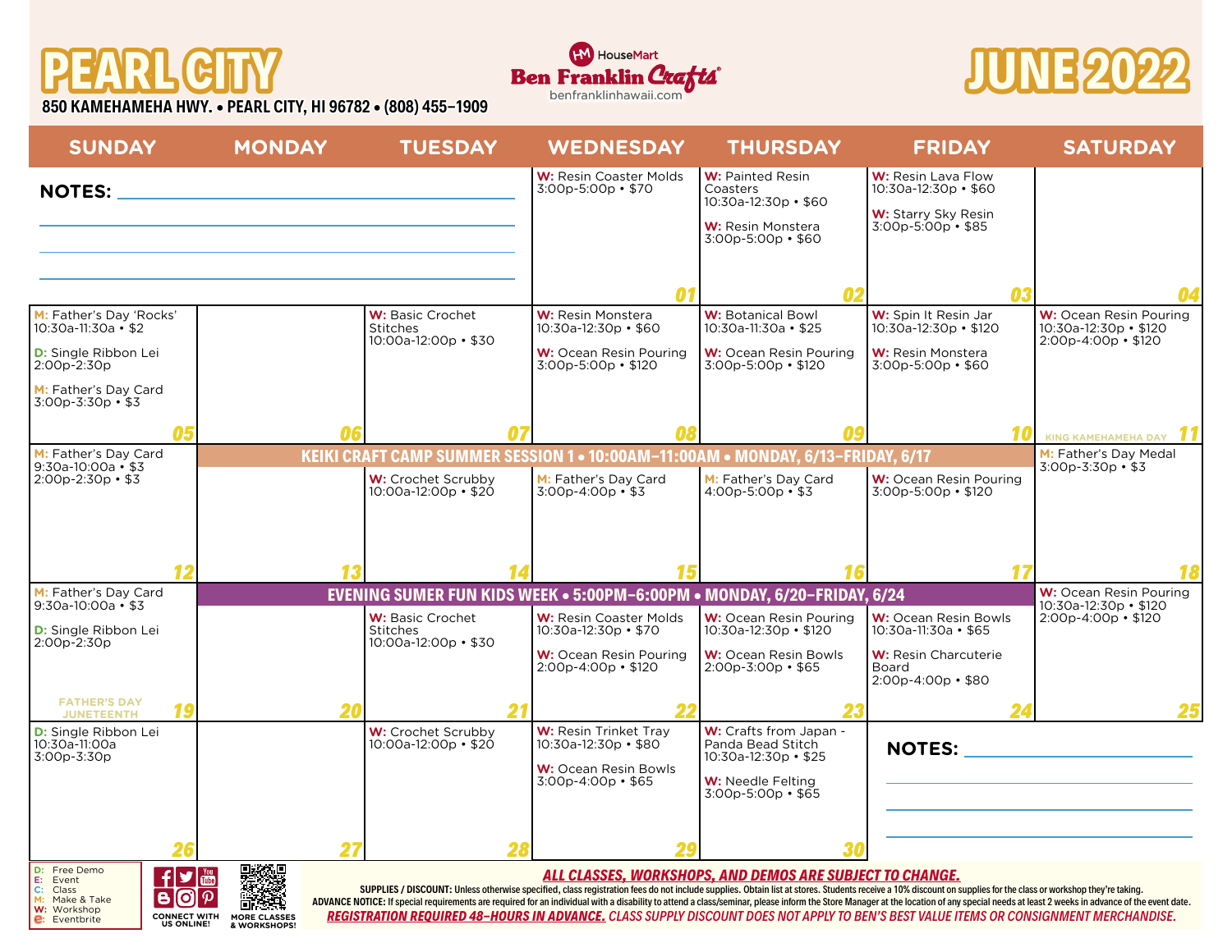# PEARL CITY

**850 KAMEHAMEHA HWY. • PEARL CITY, HI 96782 • (808) 455-1909**

HouseMart Ben Franklin Crafts®
benfranklinhawaii.com

# JUNE 2022

| SUNDAY | MONDAY | TUESDAY | WEDNESDAY | THURSDAY | FRIDAY | SATURDAY |
|---|---|---|---|---|---|---|
| NOTES: | | | 01<br>W: Resin Coaster Molds 3:00p-5:00p • $70 | 02<br>W: Painted Resin Coasters 10:30a-12:30p • $60<br>W: Resin Monstera 3:00p-5:00p • $60 | 03<br>W: Resin Lava Flow 10:30a-12:30p • $60<br>W: Starry Sky Resin 3:00p-5:00p • $85 | 04 |
| 05<br>M: Father's Day 'Rocks' 10:30a-11:30a • $2<br>D: Single Ribbon Lei 2:00p-2:30p<br>M: Father's Day Card 3:00p-3:30p • $3 | 06 | 07<br>W: Basic Crochet Stitches 10:00a-12:00p • $30 | 08<br>W: Resin Monstera 10:30a-12:30p • $60<br>W: Ocean Resin Pouring 3:00p-5:00p • $120 | 09<br>W: Botanical Bowl 10:30a-11:30a • $25<br>W: Ocean Resin Pouring 3:00p-5:00p • $120 | 10<br>W: Spin It Resin Jar 10:30a-12:30p • $120<br>W: Resin Monstera 3:00p-5:00p • $60 | 11<br>W: Ocean Resin Pouring 10:30a-12:30p • $120 2:00p-4:00p • $120<br>KING KAMEHAMEHA DAY |
| 12<br>M: Father's Day Card 9:30a-10:00a • $3 2:00p-2:30p • $3 | 13<br>KEIKI CRAFT CAMP SUMMER SESSION 1 • 10:00AM-11:00AM • MONDAY, 6/13-FRIDAY, 6/17 | 14<br>W: Crochet Scrubby 10:00a-12:00p • $20 | 15<br>M: Father's Day Card 3:00p-4:00p • $3 | 16<br>M: Father's Day Card 4:00p-5:00p • $3 | 17<br>W: Ocean Resin Pouring 3:00p-5:00p • $120 | 18<br>M: Father's Day Medal 3:00p-3:30p • $3 |
| 19<br>M: Father's Day Card 9:30a-10:00a • $3<br>D: Single Ribbon Lei 2:00p-2:30p<br>FATHER'S DAY JUNETEENTH | 20<br>EVENING SUMER FUN KIDS WEEK • 5:00PM-6:00PM • MONDAY, 6/20-FRIDAY, 6/24 | 21<br>W: Basic Crochet Stitches 10:00a-12:00p • $30 | 22<br>W: Resin Coaster Molds 10:30a-12:30p • $70<br>W: Ocean Resin Pouring 2:00p-4:00p • $120 | 23<br>W: Ocean Resin Pouring 10:30a-12:30p • $120<br>W: Ocean Resin Bowls 2:00p-3:00p • $65 | 24<br>W: Ocean Resin Bowls 10:30a-11:30a • $65<br>W: Resin Charcuterie Board 2:00p-4:00p • $80 | 25<br>W: Ocean Resin Pouring 10:30a-12:30p • $120 2:00p-4:00p • $120 |
| 26<br>D: Single Ribbon Lei 10:30a-11:00a 3:00p-3:30p | 27 | 28<br>W: Crochet Scrubby 10:00a-12:00p • $20 | 29<br>W: Resin Trinket Tray 10:30a-12:30p • $80<br>W: Ocean Resin Bowls 3:00p-4:00p • $65 | 30<br>W: Crafts from Japan - Panda Bead Stitch 10:30a-12:30p • $25<br>W: Needle Felting 3:00p-5:00p • $65 | NOTES: | |

D: Free Demo
E: Event
C: Class
M: Make & Take
W: Workshop
E: Eventbrite

CONNECT WITH US ONLINE!

MORE CLASSES & WORKSHOPS!

***ALL CLASSES, WORKSHOPS, AND DEMOS ARE SUBJECT TO CHANGE.***

**SUPPLIES / DISCOUNT:** Unless otherwise specified, class registration fees do not include supplies. Obtain list at stores. Students receive a 10% discount on supplies for the class or workshop they're taking.

**ADVANCE NOTICE:** If special requirements are required for an individual with a disability to attend a class/seminar, please inform the Store Manager at the location of any special needs at least 2 weeks in advance of the event date.

***REGISTRATION REQUIRED 48-HOURS IN ADVANCE.*** *CLASS SUPPLY DISCOUNT DOES NOT APPLY TO BEN'S BEST VALUE ITEMS OR CONSIGNMENT MERCHANDISE.*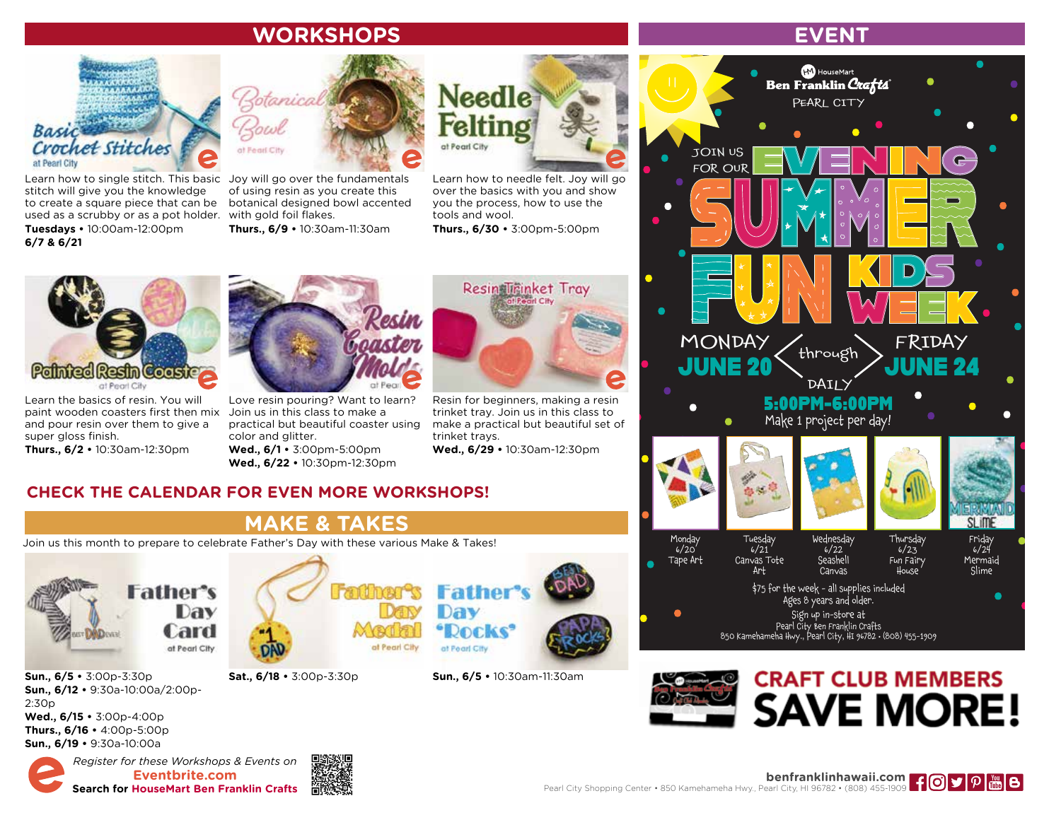# WORKSHOPS

### Basic Crochet Stitches at Pearl City

Learn how to single stitch. This basic stitch will give you the knowledge to create a square piece that can be used as a scrubby or as a pot holder.

**Tuesdays** • 10:00am-12:00pm
**6/7 & 6/21**

### Botanical Bowl at Pearl City

Joy will go over the fundamentals of using resin as you create this botanical designed bowl accented with gold foil flakes.

**Thurs., 6/9** • 10:30am-11:30am

### Needle Felting at Pearl City

Learn how to needle felt. Joy will go over the basics with you and show you the process, how to use the tools and wool.

**Thurs., 6/30** • 3:00pm-5:00pm

### Painted Resin Coasters at Pearl City

Learn the basics of resin. You will paint wooden coasters first then mix and pour resin over them to give a super gloss finish.

**Thurs., 6/2** • 10:30am-12:30pm

### Resin Coaster Molds at Pearl City

Love resin pouring? Want to learn? Join us in this class to make a practical but beautiful coaster using color and glitter.

**Wed., 6/1** • 3:00pm-5:00pm
**Wed., 6/22** • 10:30pm-12:30pm

### Resin Trinket Tray at Pearl City

Resin for beginners, making a resin trinket tray. Join us in this class to make a practical but beautiful set of trinket trays.

**Wed., 6/29** • 10:30am-12:30pm

**CHECK THE CALENDAR FOR EVEN MORE WORKSHOPS!**

# MAKE & TAKES

Join us this month to prepare to celebrate Father's Day with these various Make & Takes!

### Father's Day Card at Pearl City

**Sun., 6/5** • 3:00p-3:30p
**Sun., 6/12** • 9:30a-10:00a/2:00p-2:30p
**Wed., 6/15** • 3:00p-4:00p
**Thurs., 6/16** • 4:00p-5:00p
**Sun., 6/19** • 9:30a-10:00a

### Father's Day Medal at Pearl City

**Sat., 6/18** • 3:00p-3:30p

### Father's Day 'Rocks' at Pearl City

**Sun., 6/5** • 10:30am-11:30am

*Register for these Workshops & Events on*
**Eventbrite.com**
**Search for HouseMart Ben Franklin Crafts**

# EVENT

HouseMart Ben Franklin Crafts
PEARL CITY

JOIN US FOR OUR **EVENING SUMMER FUN KIDS WEEK**

MONDAY **JUNE 20** through FRIDAY **JUNE 24**
DAILY
**5:00PM-6:00PM**
Make 1 project per day!

- Monday 6/20 Tape Art
- Tuesday 6/21 Canvas Tote Art
- Wednesday 6/22 Seashell Canvas
- Thursday 6/23 Fun Fairy House
- Friday 6/24 Mermaid Slime

$75 for the week - all supplies included
Ages 8 years and older.
Sign up in-store at
Pearl City Ben Franklin Crafts
850 Kamehameha Hwy., Pearl City, HI 96782 • (808) 455-1909

**CRAFT CLUB MEMBERS SAVE MORE!**

**benfranklinhawaii.com**
Pearl City Shopping Center • 850 Kamehameha Hwy., Pearl City, HI 96782 • (808) 455-1909